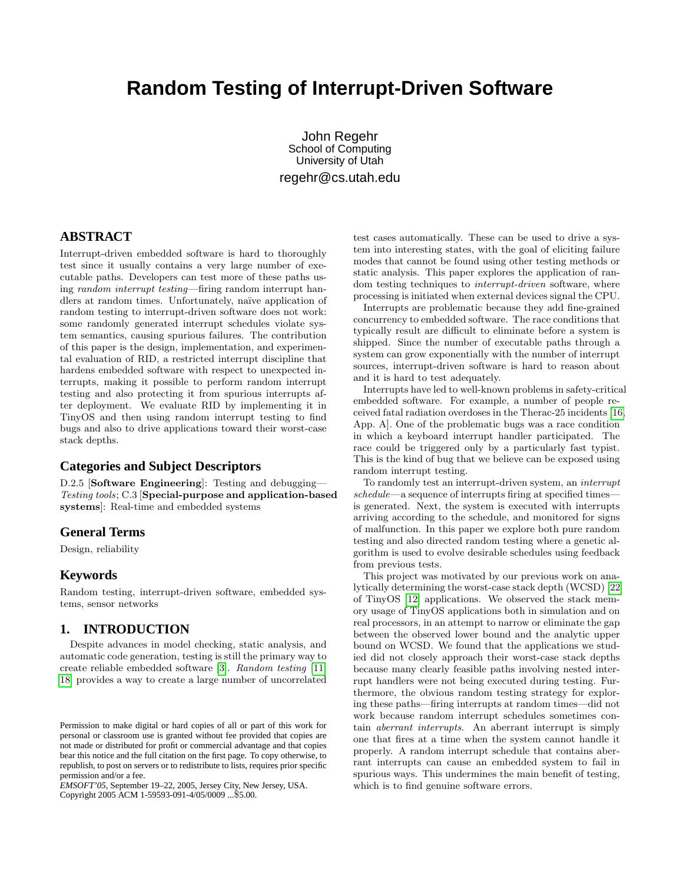# Random Testing of Interrupt-Driven Software

John Regehr
School of Computing
University of Utah
regehr@cs.utah.edu

## ABSTRACT

Interrupt-driven embedded software is hard to thoroughly test since it usually contains a very large number of executable paths. Developers can test more of these paths using *random interrupt testing*—firing random interrupt handlers at random times. Unfortunately, naïve application of random testing to interrupt-driven software does not work: some randomly generated interrupt schedules violate system semantics, causing spurious failures. The contribution of this paper is the design, implementation, and experimental evaluation of RID, a restricted interrupt discipline that hardens embedded software with respect to unexpected interrupts, making it possible to perform random interrupt testing and also protecting it from spurious interrupts after deployment. We evaluate RID by implementing it in TinyOS and then using random interrupt testing to find bugs and also to drive applications toward their worst-case stack depths.

### Categories and Subject Descriptors

D.2.5 [**Software Engineering**]: Testing and debugging—*Testing tools*; C.3 [**Special-purpose and application-based systems**]: Real-time and embedded systems

### General Terms

Design, reliability

### Keywords

Random testing, interrupt-driven software, embedded systems, sensor networks

## 1. INTRODUCTION

Despite advances in model checking, static analysis, and automatic code generation, testing is still the primary way to create reliable embedded software [3]. *Random testing* [11, 18] provides a way to create a large number of uncorrelated test cases automatically. These can be used to drive a system into interesting states, with the goal of eliciting failure modes that cannot be found using other testing methods or static analysis. This paper explores the application of random testing techniques to *interrupt-driven* software, where processing is initiated when external devices signal the CPU.

Interrupts are problematic because they add fine-grained concurrency to embedded software. The race conditions that typically result are difficult to eliminate before a system is shipped. Since the number of executable paths through a system can grow exponentially with the number of interrupt sources, interrupt-driven software is hard to reason about and it is hard to test adequately.

Interrupts have led to well-known problems in safety-critical embedded software. For example, a number of people received fatal radiation overdoses in the Therac-25 incidents [16, App. A]. One of the problematic bugs was a race condition in which a keyboard interrupt handler participated. The race could be triggered only by a particularly fast typist. This is the kind of bug that we believe can be exposed using random interrupt testing.

To randomly test an interrupt-driven system, an *interrupt schedule*—a sequence of interrupts firing at specified times—is generated. Next, the system is executed with interrupts arriving according to the schedule, and monitored for signs of malfunction. In this paper we explore both pure random testing and also directed random testing where a genetic algorithm is used to evolve desirable schedules using feedback from previous tests.

This project was motivated by our previous work on analytically determining the worst-case stack depth (WCSD) [22] of TinyOS [12] applications. We observed the stack memory usage of TinyOS applications both in simulation and on real processors, in an attempt to narrow or eliminate the gap between the observed lower bound and the analytic upper bound on WCSD. We found that the applications we studied did not closely approach their worst-case stack depths because many clearly feasible paths involving nested interrupt handlers were not being executed during testing. Furthermore, the obvious random testing strategy for exploring these paths—firing interrupts at random times—did not work because random interrupt schedules sometimes contain *aberrant interrupts*. An aberrant interrupt is simply one that fires at a time when the system cannot handle it properly. A random interrupt schedule that contains aberrant interrupts can cause an embedded system to fail in spurious ways. This undermines the main benefit of testing, which is to find genuine software errors.

Permission to make digital or hard copies of all or part of this work for personal or classroom use is granted without fee provided that copies are not made or distributed for profit or commercial advantage and that copies bear this notice and the full citation on the first page. To copy otherwise, to republish, to post on servers or to redistribute to lists, requires prior specific permission and/or a fee.
*EMSOFT'05,* September 19–22, 2005, Jersey City, New Jersey, USA.
Copyright 2005 ACM 1-59593-091-4/05/0009 ...$5.00.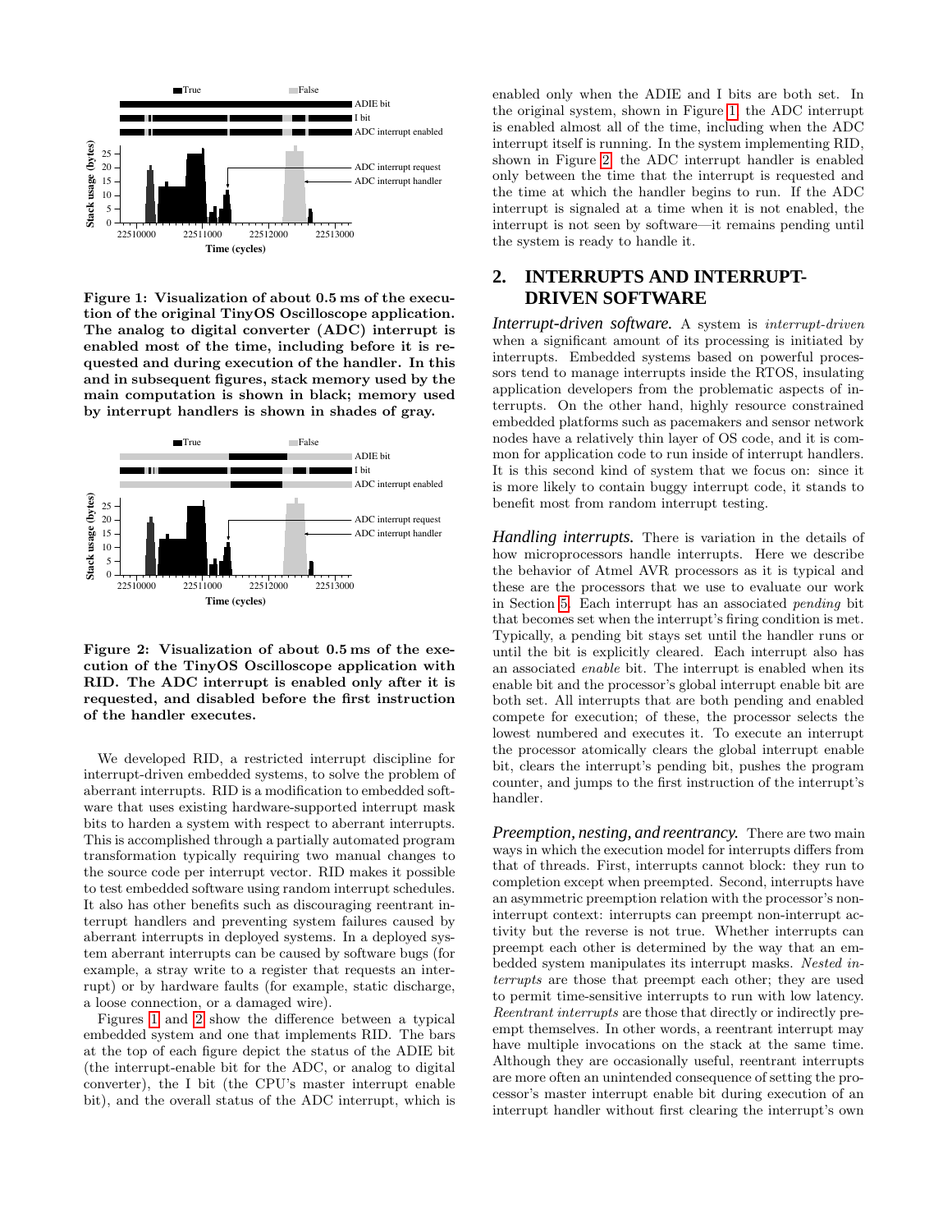Figure 1: Visualization of about 0.5 ms of the execution of the original TinyOS Oscilloscope application. The analog to digital converter (ADC) interrupt is enabled most of the time, including before it is requested and during execution of the handler. In this and in subsequent figures, stack memory used by the main computation is shown in black; memory used by interrupt handlers is shown in shades of gray.

Figure 2: Visualization of about 0.5 ms of the execution of the TinyOS Oscilloscope application with RID. The ADC interrupt is enabled only after it is requested, and disabled before the first instruction of the handler executes.

We developed RID, a restricted interrupt discipline for interrupt-driven embedded systems, to solve the problem of aberrant interrupts. RID is a modification to embedded software that uses existing hardware-supported interrupt mask bits to harden a system with respect to aberrant interrupts. This is accomplished through a partially automated program transformation typically requiring two manual changes to the source code per interrupt vector. RID makes it possible to test embedded software using random interrupt schedules. It also has other benefits such as discouraging reentrant interrupt handlers and preventing system failures caused by aberrant interrupts in deployed systems. In a deployed system aberrant interrupts can be caused by software bugs (for example, a stray write to a register that requests an interrupt) or by hardware faults (for example, static discharge, a loose connection, or a damaged wire).

Figures 1 and 2 show the difference between a typical embedded system and one that implements RID. The bars at the top of each figure depict the status of the ADIE bit (the interrupt-enable bit for the ADC, or analog to digital converter), the I bit (the CPU's master interrupt enable bit), and the overall status of the ADC interrupt, which is enabled only when the ADIE and I bits are both set. In the original system, shown in Figure 1, the ADC interrupt is enabled almost all of the time, including when the ADC interrupt itself is running. In the system implementing RID, shown in Figure 2, the ADC interrupt handler is enabled only between the time that the interrupt is requested and the time at which the handler begins to run. If the ADC interrupt is signaled at a time when it is not enabled, the interrupt is not seen by software—it remains pending until the system is ready to handle it.

## 2. INTERRUPTS AND INTERRUPT-DRIVEN SOFTWARE

***Interrupt-driven software.*** A system is *interrupt-driven* when a significant amount of its processing is initiated by interrupts. Embedded systems based on powerful processors tend to manage interrupts inside the RTOS, insulating application developers from the problematic aspects of interrupts. On the other hand, highly resource constrained embedded platforms such as pacemakers and sensor network nodes have a relatively thin layer of OS code, and it is common for application code to run inside of interrupt handlers. It is this second kind of system that we focus on: since it is more likely to contain buggy interrupt code, it stands to benefit most from random interrupt testing.

***Handling interrupts.*** There is variation in the details of how microprocessors handle interrupts. Here we describe the behavior of Atmel AVR processors as it is typical and these are the processors that we use to evaluate our work in Section 5. Each interrupt has an associated *pending* bit that becomes set when the interrupt's firing condition is met. Typically, a pending bit stays set until the handler runs or until the bit is explicitly cleared. Each interrupt also has an associated *enable* bit. The interrupt is enabled when its enable bit and the processor's global interrupt enable bit are both set. All interrupts that are both pending and enabled compete for execution; of these, the processor selects the lowest numbered and executes it. To execute an interrupt the processor atomically clears the global interrupt enable bit, clears the interrupt's pending bit, pushes the program counter, and jumps to the first instruction of the interrupt's handler.

***Preemption, nesting, and reentrancy.*** There are two main ways in which the execution model for interrupts differs from that of threads. First, interrupts cannot block: they run to completion except when preempted. Second, interrupts have an asymmetric preemption relation with the processor's non-interrupt context: interrupts can preempt non-interrupt activity but the reverse is not true. Whether interrupts can preempt each other is determined by the way that an embedded system manipulates its interrupt masks. *Nested interrupts* are those that preempt each other; they are used to permit time-sensitive interrupts to run with low latency. *Reentrant interrupts* are those that directly or indirectly preempt themselves. In other words, a reentrant interrupt may have multiple invocations on the stack at the same time. Although they are occasionally useful, reentrant interrupts are more often an unintended consequence of setting the processor's master interrupt enable bit during execution of an interrupt handler without first clearing the interrupt's own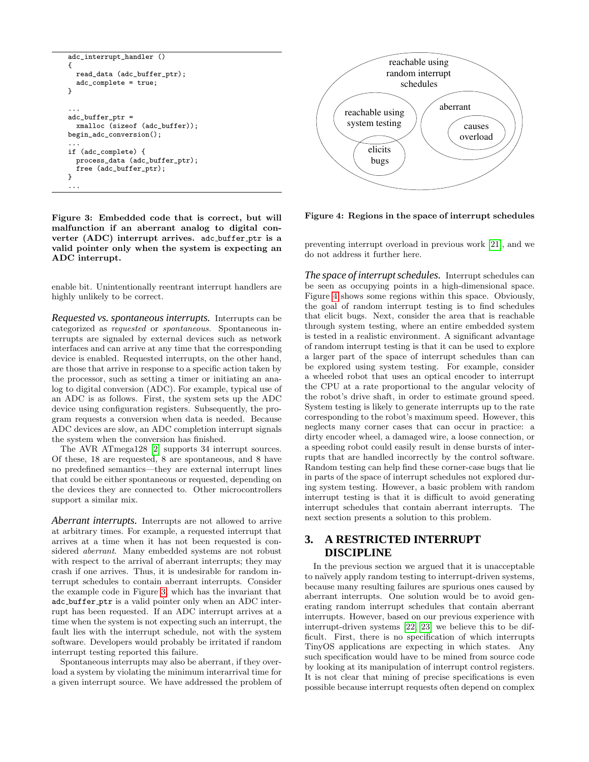```
adc_interrupt_handler ()
{
  read_data (adc_buffer_ptr);
  adc_complete = true;
}

...
adc_buffer_ptr =
  xmalloc (sizeof (adc_buffer));
begin_adc_conversion();
...
if (adc_complete) {
  process_data (adc_buffer_ptr);
  free (adc_buffer_ptr);
}
...
```

**Figure 3: Embedded code that is correct, but will malfunction if an aberrant analog to digital converter (ADC) interrupt arrives. adc_buffer_ptr is a valid pointer only when the system is expecting an ADC interrupt.**

enable bit. Unintentionally reentrant interrupt handlers are highly unlikely to be correct.

***Requested vs. spontaneous interrupts.*** Interrupts can be categorized as *requested* or *spontaneous*. Spontaneous interrupts are signaled by external devices such as network interfaces and can arrive at any time that the corresponding device is enabled. Requested interrupts, on the other hand, are those that arrive in response to a specific action taken by the processor, such as setting a timer or initiating an analog to digital conversion (ADC). For example, typical use of an ADC is as follows. First, the system sets up the ADC device using configuration registers. Subsequently, the program requests a conversion when data is needed. Because ADC devices are slow, an ADC completion interrupt signals the system when the conversion has finished.

The AVR ATmega128 [2] supports 34 interrupt sources. Of these, 18 are requested, 8 are spontaneous, and 8 have no predefined semantics—they are external interrupt lines that could be either spontaneous or requested, depending on the devices they are connected to. Other microcontrollers support a similar mix.

***Aberrant interrupts.*** Interrupts are not allowed to arrive at arbitrary times. For example, a requested interrupt that arrives at a time when it has not been requested is considered *aberrant*. Many embedded systems are not robust with respect to the arrival of aberrant interrupts; they may crash if one arrives. Thus, it is undesirable for random interrupt schedules to contain aberrant interrupts. Consider the example code in Figure 3, which has the invariant that adc_buffer_ptr is a valid pointer only when an ADC interrupt has been requested. If an ADC interrupt arrives at a time when the system is not expecting such an interrupt, the fault lies with the interrupt schedule, not with the system software. Developers would probably be irritated if random interrupt testing reported this failure.

Spontaneous interrupts may also be aberrant, if they overload a system by violating the minimum interarrival time for a given interrupt source. We have addressed the problem of

reachable using random interrupt schedules

reachable using system testing

elicits bugs

aberrant

causes overload

**Figure 4: Regions in the space of interrupt schedules**

preventing interrupt overload in previous work [21], and we do not address it further here.

***The space of interrupt schedules.*** Interrupt schedules can be seen as occupying points in a high-dimensional space. Figure 4 shows some regions within this space. Obviously, the goal of random interrupt testing is to find schedules that elicit bugs. Next, consider the area that is reachable through system testing, where an entire embedded system is tested in a realistic environment. A significant advantage of random interrupt testing is that it can be used to explore a larger part of the space of interrupt schedules than can be explored using system testing. For example, consider a wheeled robot that uses an optical encoder to interrupt the CPU at a rate proportional to the angular velocity of the robot's drive shaft, in order to estimate ground speed. System testing is likely to generate interrupts up to the rate corresponding to the robot's maximum speed. However, this neglects many corner cases that can occur in practice: a dirty encoder wheel, a damaged wire, a loose connection, or a speeding robot could easily result in dense bursts of interrupts that are handled incorrectly by the control software. Random testing can help find these corner-case bugs that lie in parts of the space of interrupt schedules not explored during system testing. However, a basic problem with random interrupt testing is that it is difficult to avoid generating interrupt schedules that contain aberrant interrupts. The next section presents a solution to this problem.

## 3. A RESTRICTED INTERRUPT DISCIPLINE

In the previous section we argued that it is unacceptable to naïvely apply random testing to interrupt-driven systems, because many resulting failures are spurious ones caused by aberrant interrupts. One solution would be to avoid generating random interrupt schedules that contain aberrant interrupts. However, based on our previous experience with interrupt-driven systems [22, 23] we believe this to be difficult. First, there is no specification of which interrupts TinyOS applications are expecting in which states. Any such specification would have to be mined from source code by looking at its manipulation of interrupt control registers. It is not clear that mining of precise specifications is even possible because interrupt requests often depend on complex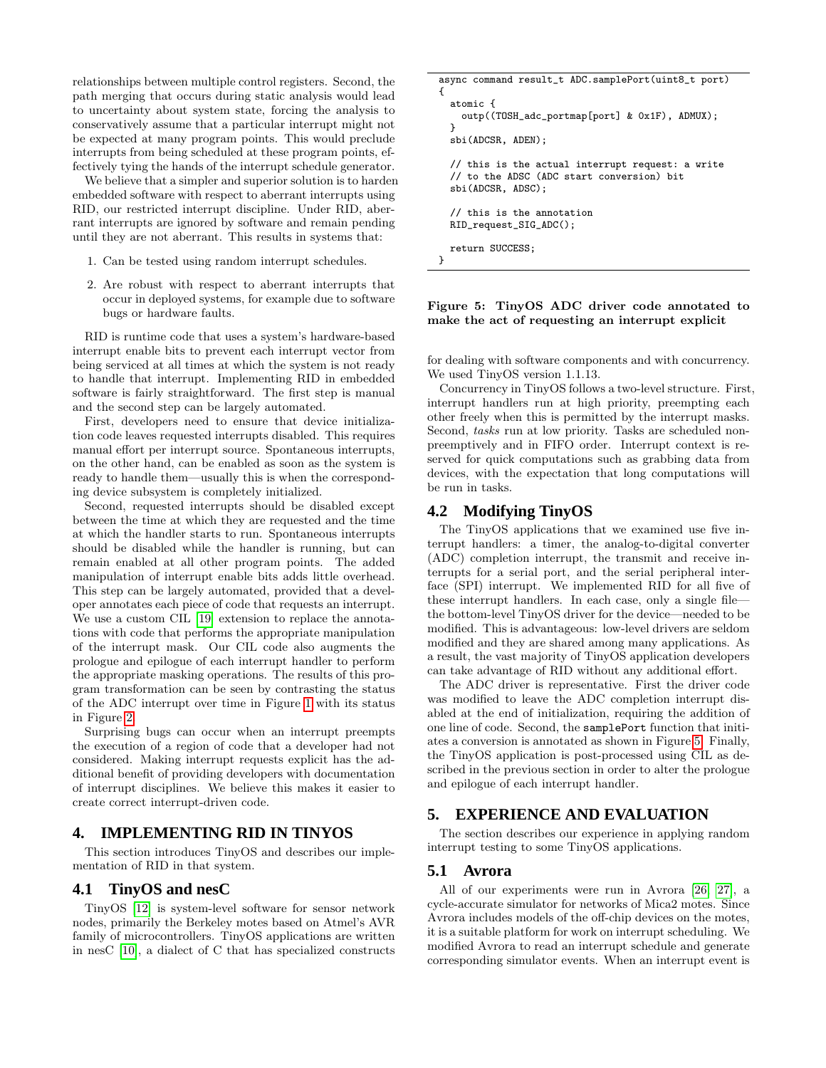relationships between multiple control registers. Second, the path merging that occurs during static analysis would lead to uncertainty about system state, forcing the analysis to conservatively assume that a particular interrupt might not be expected at many program points. This would preclude interrupts from being scheduled at these program points, effectively tying the hands of the interrupt schedule generator.

We believe that a simpler and superior solution is to harden embedded software with respect to aberrant interrupts using RID, our restricted interrupt discipline. Under RID, aberrant interrupts are ignored by software and remain pending until they are not aberrant. This results in systems that:

1. Can be tested using random interrupt schedules.
2. Are robust with respect to aberrant interrupts that occur in deployed systems, for example due to software bugs or hardware faults.

RID is runtime code that uses a system's hardware-based interrupt enable bits to prevent each interrupt vector from being serviced at all times at which the system is not ready to handle that interrupt. Implementing RID in embedded software is fairly straightforward. The first step is manual and the second step can be largely automated.

First, developers need to ensure that device initialization code leaves requested interrupts disabled. This requires manual effort per interrupt source. Spontaneous interrupts, on the other hand, can be enabled as soon as the system is ready to handle them—usually this is when the corresponding device subsystem is completely initialized.

Second, requested interrupts should be disabled except between the time at which they are requested and the time at which the handler starts to run. Spontaneous interrupts should be disabled while the handler is running, but can remain enabled at all other program points. The added manipulation of interrupt enable bits adds little overhead. This step can be largely automated, provided that a developer annotates each piece of code that requests an interrupt. We use a custom CIL [19] extension to replace the annotations with code that performs the appropriate manipulation of the interrupt mask. Our CIL code also augments the prologue and epilogue of each interrupt handler to perform the appropriate masking operations. The results of this program transformation can be seen by contrasting the status of the ADC interrupt over time in Figure 1 with its status in Figure 2.

Surprising bugs can occur when an interrupt preempts the execution of a region of code that a developer had not considered. Making interrupt requests explicit has the additional benefit of providing developers with documentation of interrupt disciplines. We believe this makes it easier to create correct interrupt-driven code.

# 4. IMPLEMENTING RID IN TINYOS

This section introduces TinyOS and describes our implementation of RID in that system.

## 4.1 TinyOS and nesC

TinyOS [12] is system-level software for sensor network nodes, primarily the Berkeley motes based on Atmel's AVR family of microcontrollers. TinyOS applications are written in nesC [10], a dialect of C that has specialized constructs for dealing with software components and with concurrency. We used TinyOS version 1.1.13.

```
async command result_t ADC.samplePort(uint8_t port)
{
  atomic {
    outp((TOSH_adc_portmap[port] & 0x1F), ADMUX);
  }
  sbi(ADCSR, ADEN);

  // this is the actual interrupt request: a write
  // to the ADSC (ADC start conversion) bit
  sbi(ADCSR, ADSC);

  // this is the annotation
  RID_request_SIG_ADC();

  return SUCCESS;
}
```

**Figure 5: TinyOS ADC driver code annotated to make the act of requesting an interrupt explicit**

Concurrency in TinyOS follows a two-level structure. First, interrupt handlers run at high priority, preempting each other freely when this is permitted by the interrupt masks. Second, *tasks* run at low priority. Tasks are scheduled non-preemptively and in FIFO order. Interrupt context is reserved for quick computations such as grabbing data from devices, with the expectation that long computations will be run in tasks.

## 4.2 Modifying TinyOS

The TinyOS applications that we examined use five interrupt handlers: a timer, the analog-to-digital converter (ADC) completion interrupt, the transmit and receive interrupts for a serial port, and the serial peripheral interface (SPI) interrupt. We implemented RID for all five of these interrupt handlers. In each case, only a single file—the bottom-level TinyOS driver for the device—needed to be modified. This is advantageous: low-level drivers are seldom modified and they are shared among many applications. As a result, the vast majority of TinyOS application developers can take advantage of RID without any additional effort.

The ADC driver is representative. First the driver code was modified to leave the ADC completion interrupt disabled at the end of initialization, requiring the addition of one line of code. Second, the `samplePort` function that initiates a conversion is annotated as shown in Figure 5. Finally, the TinyOS application is post-processed using CIL as described in the previous section in order to alter the prologue and epilogue of each interrupt handler.

# 5. EXPERIENCE AND EVALUATION

The section describes our experience in applying random interrupt testing to some TinyOS applications.

## 5.1 Avrora

All of our experiments were run in Avrora [26, 27], a cycle-accurate simulator for networks of Mica2 motes. Since Avrora includes models of the off-chip devices on the motes, it is a suitable platform for work on interrupt scheduling. We modified Avrora to read an interrupt schedule and generate corresponding simulator events. When an interrupt event is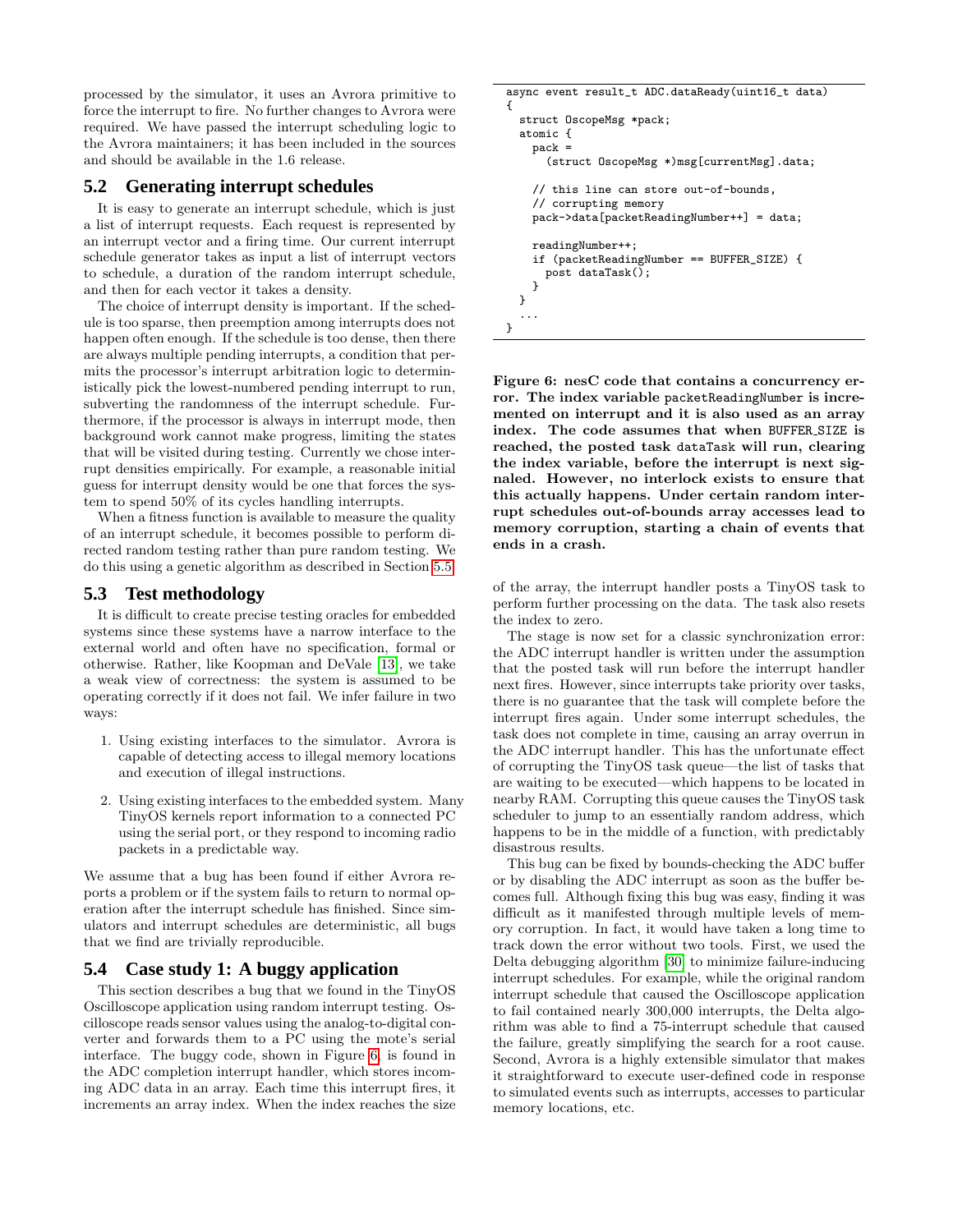processed by the simulator, it uses an Avrora primitive to force the interrupt to fire. No further changes to Avrora were required. We have passed the interrupt scheduling logic to the Avrora maintainers; it has been included in the sources and should be available in the 1.6 release.

## 5.2 Generating interrupt schedules

It is easy to generate an interrupt schedule, which is just a list of interrupt requests. Each request is represented by an interrupt vector and a firing time. Our current interrupt schedule generator takes as input a list of interrupt vectors to schedule, a duration of the random interrupt schedule, and then for each vector it takes a density.

The choice of interrupt density is important. If the schedule is too sparse, then preemption among interrupts does not happen often enough. If the schedule is too dense, then there are always multiple pending interrupts, a condition that permits the processor's interrupt arbitration logic to deterministically pick the lowest-numbered pending interrupt to run, subverting the randomness of the interrupt schedule. Furthermore, if the processor is always in interrupt mode, then background work cannot make progress, limiting the states that will be visited during testing. Currently we chose interrupt densities empirically. For example, a reasonable initial guess for interrupt density would be one that forces the system to spend 50% of its cycles handling interrupts.

When a fitness function is available to measure the quality of an interrupt schedule, it becomes possible to perform directed random testing rather than pure random testing. We do this using a genetic algorithm as described in Section 5.5.

## 5.3 Test methodology

It is difficult to create precise testing oracles for embedded systems since these systems have a narrow interface to the external world and often have no specification, formal or otherwise. Rather, like Koopman and DeVale [13], we take a weak view of correctness: the system is assumed to be operating correctly if it does not fail. We infer failure in two ways:

1. Using existing interfaces to the simulator. Avrora is capable of detecting access to illegal memory locations and execution of illegal instructions.

2. Using existing interfaces to the embedded system. Many TinyOS kernels report information to a connected PC using the serial port, or they respond to incoming radio packets in a predictable way.

We assume that a bug has been found if either Avrora reports a problem or if the system fails to return to normal operation after the interrupt schedule has finished. Since simulators and interrupt schedules are deterministic, all bugs that we find are trivially reproducible.

## 5.4 Case study 1: A buggy application

This section describes a bug that we found in the TinyOS Oscilloscope application using random interrupt testing. Oscilloscope reads sensor values using the analog-to-digital converter and forwards them to a PC using the mote's serial interface. The buggy code, shown in Figure 6, is found in the ADC completion interrupt handler, which stores incoming ADC data in an array. Each time this interrupt fires, it increments an array index. When the index reaches the size of the array, the interrupt handler posts a TinyOS task to perform further processing on the data. The task also resets the index to zero.

```
async event result_t ADC.dataReady(uint16_t data)
{
  struct OscopeMsg *pack;
  atomic {
    pack =
      (struct OscopeMsg *)msg[currentMsg].data;

    // this line can store out-of-bounds,
    // corrupting memory
    pack->data[packetReadingNumber++] = data;

    readingNumber++;
    if (packetReadingNumber == BUFFER_SIZE) {
      post dataTask();
    }
  }
  ...
}
```

**Figure 6: nesC code that contains a concurrency error. The index variable packetReadingNumber is incremented on interrupt and it is also used as an array index. The code assumes that when BUFFER_SIZE is reached, the posted task dataTask will run, clearing the index variable, before the interrupt is next signaled. However, no interlock exists to ensure that this actually happens. Under certain random interrupt schedules out-of-bounds array accesses lead to memory corruption, starting a chain of events that ends in a crash.**

The stage is now set for a classic synchronization error: the ADC interrupt handler is written under the assumption that the posted task will run before the interrupt handler next fires. However, since interrupts take priority over tasks, there is no guarantee that the task will complete before the interrupt fires again. Under some interrupt schedules, the task does not complete in time, causing an array overrun in the ADC interrupt handler. This has the unfortunate effect of corrupting the TinyOS task queue—the list of tasks that are waiting to be executed—which happens to be located in nearby RAM. Corrupting this queue causes the TinyOS task scheduler to jump to an essentially random address, which happens to be in the middle of a function, with predictably disastrous results.

This bug can be fixed by bounds-checking the ADC buffer or by disabling the ADC interrupt as soon as the buffer becomes full. Although fixing this bug was easy, finding it was difficult as it manifested through multiple levels of memory corruption. In fact, it would have taken a long time to track down the error without two tools. First, we used the Delta debugging algorithm [30] to minimize failure-inducing interrupt schedules. For example, while the original random interrupt schedule that caused the Oscilloscope application to fail contained nearly 300,000 interrupts, the Delta algorithm was able to find a 75-interrupt schedule that caused the failure, greatly simplifying the search for a root cause. Second, Avrora is a highly extensible simulator that makes it straightforward to execute user-defined code in response to simulated events such as interrupts, accesses to particular memory locations, etc.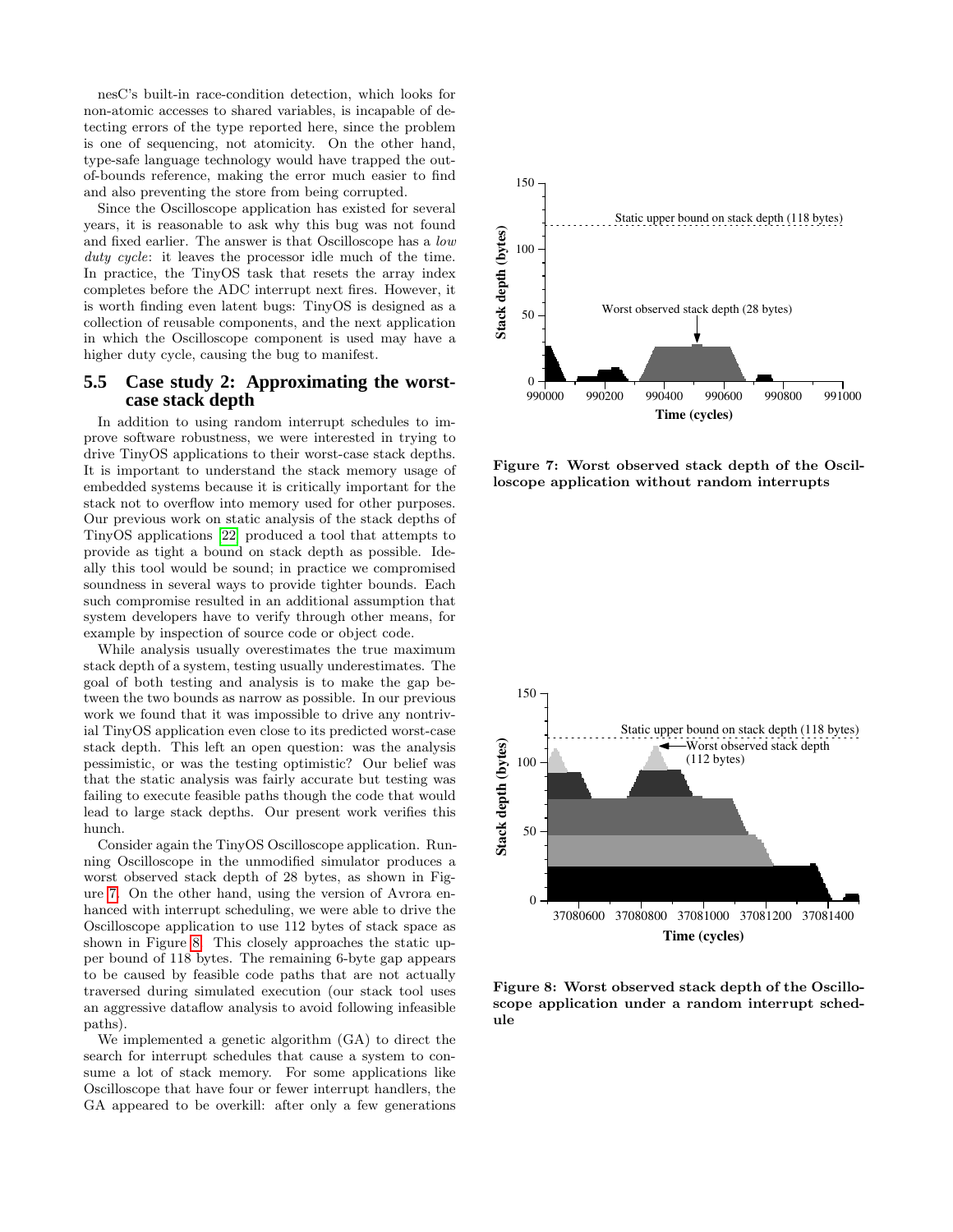nesC's built-in race-condition detection, which looks for non-atomic accesses to shared variables, is incapable of detecting errors of the type reported here, since the problem is one of sequencing, not atomicity. On the other hand, type-safe language technology would have trapped the out-of-bounds reference, making the error much easier to find and also preventing the store from being corrupted.

Since the Oscilloscope application has existed for several years, it is reasonable to ask why this bug was not found and fixed earlier. The answer is that Oscilloscope has a *low duty cycle*: it leaves the processor idle much of the time. In practice, the TinyOS task that resets the array index completes before the ADC interrupt next fires. However, it is worth finding even latent bugs: TinyOS is designed as a collection of reusable components, and the next application in which the Oscilloscope component is used may have a higher duty cycle, causing the bug to manifest.

## 5.5 Case study 2: Approximating the worst-case stack depth

In addition to using random interrupt schedules to improve software robustness, we were interested in trying to drive TinyOS applications to their worst-case stack depths. It is important to understand the stack memory usage of embedded systems because it is critically important for the stack not to overflow into memory used for other purposes. Our previous work on static analysis of the stack depths of TinyOS applications [22] produced a tool that attempts to provide as tight a bound on stack depth as possible. Ideally this tool would be sound; in practice we compromised soundness in several ways to provide tighter bounds. Each such compromise resulted in an additional assumption that system developers have to verify through other means, for example by inspection of source code or object code.

While analysis usually overestimates the true maximum stack depth of a system, testing usually underestimates. The goal of both testing and analysis is to make the gap between the two bounds as narrow as possible. In our previous work we found that it was impossible to drive any nontrivial TinyOS application even close to its predicted worst-case stack depth. This left an open question: was the analysis pessimistic, or was the testing optimistic? Our belief was that the static analysis was fairly accurate but testing was failing to execute feasible paths though the code that would lead to large stack depths. Our present work verifies this hunch.

Consider again the TinyOS Oscilloscope application. Running Oscilloscope in the unmodified simulator produces a worst observed stack depth of 28 bytes, as shown in Figure 7. On the other hand, using the version of Avrora enhanced with interrupt scheduling, we were able to drive the Oscilloscope application to use 112 bytes of stack space as shown in Figure 8. This closely approaches the static upper bound of 118 bytes. The remaining 6-byte gap appears to be caused by feasible code paths that are not actually traversed during simulated execution (our stack tool uses an aggressive dataflow analysis to avoid following infeasible paths).

We implemented a genetic algorithm (GA) to direct the search for interrupt schedules that cause a system to consume a lot of stack memory. For some applications like Oscilloscope that have four or fewer interrupt handlers, the GA appeared to be overkill: after only a few generations

150
100
50
0
Stack depth (bytes)
Static upper bound on stack depth (118 bytes)
Worst observed stack depth (28 bytes)
990000 990200 990400 990600 990800 991000
Time (cycles)

**Figure 7: Worst observed stack depth of the Oscilloscope application without random interrupts**

150
100
50
0
Stack depth (bytes)
Static upper bound on stack depth (118 bytes)
Worst observed stack depth (112 bytes)
37080600 37080800 37081000 37081200 37081400
Time (cycles)

**Figure 8: Worst observed stack depth of the Oscilloscope application under a random interrupt schedule**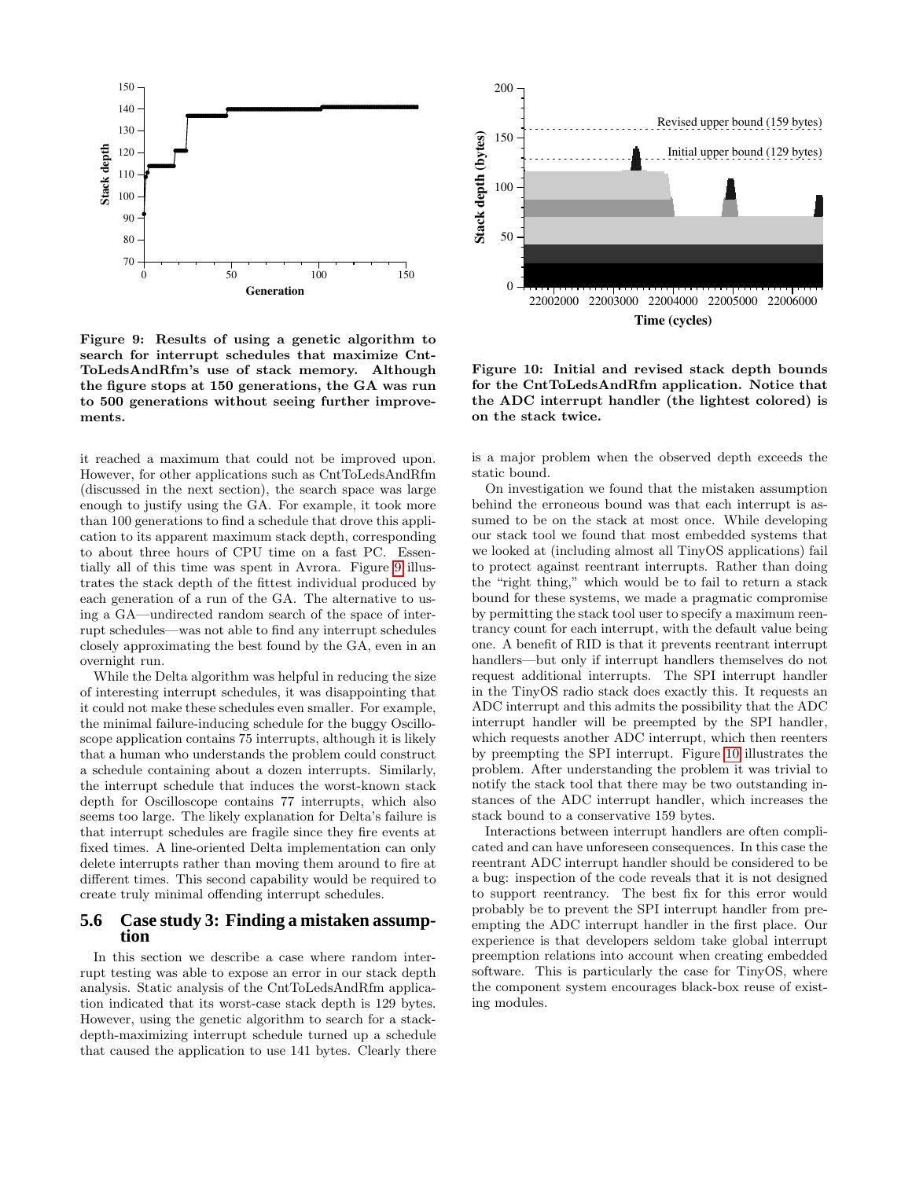Figure 9: Results of using a genetic algorithm to search for interrupt schedules that maximize CntToLedsAndRfm's use of stack memory. Although the figure stops at 150 generations, the GA was run to 500 generations without seeing further improvements.

Figure 10: Initial and revised stack depth bounds for the CntToLedsAndRfm application. Notice that the ADC interrupt handler (the lightest colored) is on the stack twice.

it reached a maximum that could not be improved upon. However, for other applications such as CntToLedsAndRfm (discussed in the next section), the search space was large enough to justify using the GA. For example, it took more than 100 generations to find a schedule that drove this application to its apparent maximum stack depth, corresponding to about three hours of CPU time on a fast PC. Essentially all of this time was spent in Avrora. Figure 9 illustrates the stack depth of the fittest individual produced by each generation of a run of the GA. The alternative to using a GA—undirected random search of the space of interrupt schedules—was not able to find any interrupt schedules closely approximating the best found by the GA, even in an overnight run.

While the Delta algorithm was helpful in reducing the size of interesting interrupt schedules, it was disappointing that it could not make these schedules even smaller. For example, the minimal failure-inducing schedule for the buggy Oscilloscope application contains 75 interrupts, although it is likely that a human who understands the problem could construct a schedule containing about a dozen interrupts. Similarly, the interrupt schedule that induces the worst-known stack depth for Oscilloscope contains 77 interrupts, which also seems too large. The likely explanation for Delta's failure is that interrupt schedules are fragile since they fire events at fixed times. A line-oriented Delta implementation can only delete interrupts rather than moving them around to fire at different times. This second capability would be required to create truly minimal offending interrupt schedules.

## 5.6 Case study 3: Finding a mistaken assumption

In this section we describe a case where random interrupt testing was able to expose an error in our stack depth analysis. Static analysis of the CntToLedsAndRfm application indicated that its worst-case stack depth is 129 bytes. However, using the genetic algorithm to search for a stack-depth-maximizing interrupt schedule turned up a schedule that caused the application to use 141 bytes. Clearly there is a major problem when the observed depth exceeds the static bound.

On investigation we found that the mistaken assumption behind the erroneous bound was that each interrupt is assumed to be on the stack at most once. While developing our stack tool we found that most embedded systems that we looked at (including almost all TinyOS applications) fail to protect against reentrant interrupts. Rather than doing the "right thing," which would be to fail to return a stack bound for these systems, we made a pragmatic compromise by permitting the stack tool user to specify a maximum reentrancy count for each interrupt, with the default value being one. A benefit of RID is that it prevents reentrant interrupt handlers—but only if interrupt handlers themselves do not request additional interrupts. The SPI interrupt handler in the TinyOS radio stack does exactly this. It requests an ADC interrupt and this admits the possibility that the ADC interrupt handler will be preempted by the SPI handler, which requests another ADC interrupt, which then reenters by preempting the SPI interrupt. Figure 10 illustrates the problem. After understanding the problem it was trivial to notify the stack tool that there may be two outstanding instances of the ADC interrupt handler, which increases the stack bound to a conservative 159 bytes.

Interactions between interrupt handlers are often complicated and can have unforeseen consequences. In this case the reentrant ADC interrupt handler should be considered to be a bug: inspection of the code reveals that it is not designed to support reentrancy. The best fix for this error would probably be to prevent the SPI interrupt handler from preempting the ADC interrupt handler in the first place. Our experience is that developers seldom take global interrupt preemption relations into account when creating embedded software. This is particularly the case for TinyOS, where the component system encourages black-box reuse of existing modules.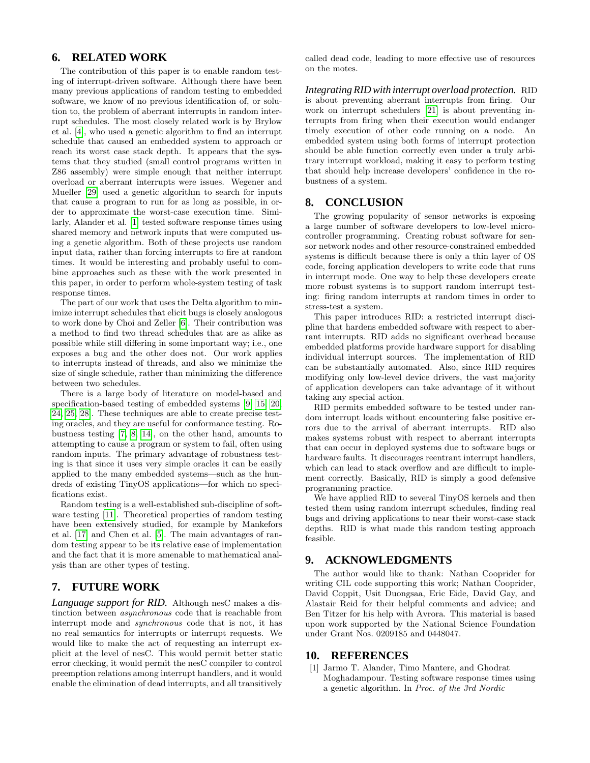## 6. RELATED WORK

The contribution of this paper is to enable random testing of interrupt-driven software. Although there have been many previous applications of random testing to embedded software, we know of no previous identification of, or solution to, the problem of aberrant interrupts in random interrupt schedules. The most closely related work is by Brylow et al. [4], who used a genetic algorithm to find an interrupt schedule that caused an embedded system to approach or reach its worst case stack depth. It appears that the systems that they studied (small control programs written in Z86 assembly) were simple enough that neither interrupt overload or aberrant interrupts were issues. Wegener and Mueller [29] used a genetic algorithm to search for inputs that cause a program to run for as long as possible, in order to approximate the worst-case execution time. Similarly, Alander et al. [1] tested software response times using shared memory and network inputs that were computed using a genetic algorithm. Both of these projects use random input data, rather than forcing interrupts to fire at random times. It would be interesting and probably useful to combine approaches such as these with the work presented in this paper, in order to perform whole-system testing of task response times.

The part of our work that uses the Delta algorithm to minimize interrupt schedules that elicit bugs is closely analogous to work done by Choi and Zeller [6]. Their contribution was a method to find two thread schedules that are as alike as possible while still differing in some important way; i.e., one exposes a bug and the other does not. Our work applies to interrupts instead of threads, and also we minimize the size of single schedule, rather than minimizing the difference between two schedules.

There is a large body of literature on model-based and specification-based testing of embedded systems [9, 15, 20, 24, 25, 28]. These techniques are able to create precise testing oracles, and they are useful for conformance testing. Robustness testing [7, 8, 14], on the other hand, amounts to attempting to cause a program or system to fail, often using random inputs. The primary advantage of robustness testing is that since it uses very simple oracles it can be easily applied to the many embedded systems—such as the hundreds of existing TinyOS applications—for which no specifications exist.

Random testing is a well-established sub-discipline of software testing [11]. Theoretical properties of random testing have been extensively studied, for example by Mankefors et al. [17] and Chen et al. [5]. The main advantages of random testing appear to be its relative ease of implementation and the fact that it is more amenable to mathematical analysis than are other types of testing.

## 7. FUTURE WORK

***Language support for RID.*** Although nesC makes a distinction between *asynchronous* code that is reachable from interrupt mode and *synchronous* code that is not, it has no real semantics for interrupts or interrupt requests. We would like to make the act of requesting an interrupt explicit at the level of nesC. This would permit better static error checking, it would permit the nesC compiler to control preemption relations among interrupt handlers, and it would enable the elimination of dead interrupts, and all transitively called dead code, leading to more effective use of resources on the motes.

***Integrating RID with interrupt overload protection.*** RID is about preventing aberrant interrupts from firing. Our work on interrupt schedulers [21] is about preventing interrupts from firing when their execution would endanger timely execution of other code running on a node. An embedded system using both forms of interrupt protection should be able function correctly even under a truly arbitrary interrupt workload, making it easy to perform testing that should help increase developers' confidence in the robustness of a system.

## 8. CONCLUSION

The growing popularity of sensor networks is exposing a large number of software developers to low-level microcontroller programming. Creating robust software for sensor network nodes and other resource-constrained embedded systems is difficult because there is only a thin layer of OS code, forcing application developers to write code that runs in interrupt mode. One way to help these developers create more robust systems is to support random interrupt testing: firing random interrupts at random times in order to stress-test a system.

This paper introduces RID: a restricted interrupt discipline that hardens embedded software with respect to aberrant interrupts. RID adds no significant overhead because embedded platforms provide hardware support for disabling individual interrupt sources. The implementation of RID can be substantially automated. Also, since RID requires modifying only low-level device drivers, the vast majority of application developers can take advantage of it without taking any special action.

RID permits embedded software to be tested under random interrupt loads without encountering false positive errors due to the arrival of aberrant interrupts. RID also makes systems robust with respect to aberrant interrupts that can occur in deployed systems due to software bugs or hardware faults. It discourages reentrant interrupt handlers, which can lead to stack overflow and are difficult to implement correctly. Basically, RID is simply a good defensive programming practice.

We have applied RID to several TinyOS kernels and then tested them using random interrupt schedules, finding real bugs and driving applications to near their worst-case stack depths. RID is what made this random testing approach feasible.

## 9. ACKNOWLEDGMENTS

The author would like to thank: Nathan Cooprider for writing CIL code supporting this work; Nathan Cooprider, David Coppit, Usit Duongsaa, Eric Eide, David Gay, and Alastair Reid for their helpful comments and advice; and Ben Titzer for his help with Avrora. This material is based upon work supported by the National Science Foundation under Grant Nos. 0209185 and 0448047.

## 10. REFERENCES

[1] Jarmo T. Alander, Timo Mantere, and Ghodrat Moghadampour. Testing software response times using a genetic algorithm. In *Proc. of the 3rd Nordic*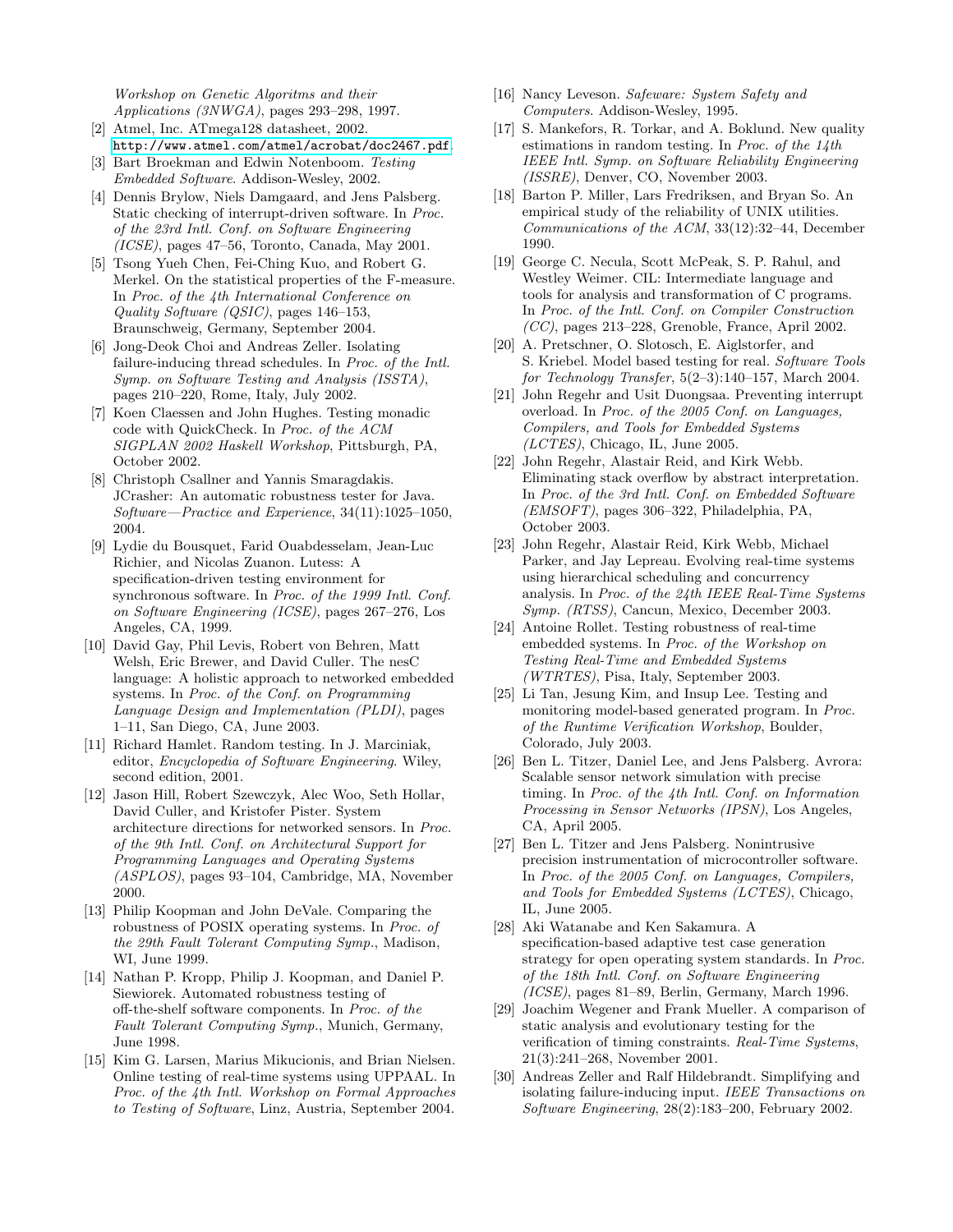Workshop on Genetic Algoritms and their Applications (3NWGA)*, pages 293–298, 1997.

[2] Atmel, Inc. ATmega128 datasheet, 2002. http://www.atmel.com/atmel/acrobat/doc2467.pdf.

[3] Bart Broekman and Edwin Notenboom. *Testing Embedded Software*. Addison-Wesley, 2002.

[4] Dennis Brylow, Niels Damgaard, and Jens Palsberg. Static checking of interrupt-driven software. In *Proc. of the 23rd Intl. Conf. on Software Engineering (ICSE)*, pages 47–56, Toronto, Canada, May 2001.

[5] Tsong Yueh Chen, Fei-Ching Kuo, and Robert G. Merkel. On the statistical properties of the F-measure. In *Proc. of the 4th International Conference on Quality Software (QSIC)*, pages 146–153, Braunschweig, Germany, September 2004.

[6] Jong-Deok Choi and Andreas Zeller. Isolating failure-inducing thread schedules. In *Proc. of the Intl. Symp. on Software Testing and Analysis (ISSTA)*, pages 210–220, Rome, Italy, July 2002.

[7] Koen Claessen and John Hughes. Testing monadic code with QuickCheck. In *Proc. of the ACM SIGPLAN 2002 Haskell Workshop*, Pittsburgh, PA, October 2002.

[8] Christoph Csallner and Yannis Smaragdakis. JCrasher: An automatic robustness tester for Java. *Software—Practice and Experience*, 34(11):1025–1050, 2004.

[9] Lydie du Bousquet, Farid Ouabdesselam, Jean-Luc Richier, and Nicolas Zuanon. Lutess: A specification-driven testing environment for synchronous software. In *Proc. of the 1999 Intl. Conf. on Software Engineering (ICSE)*, pages 267–276, Los Angeles, CA, 1999.

[10] David Gay, Phil Levis, Robert von Behren, Matt Welsh, Eric Brewer, and David Culler. The nesC language: A holistic approach to networked embedded systems. In *Proc. of the Conf. on Programming Language Design and Implementation (PLDI)*, pages 1–11, San Diego, CA, June 2003.

[11] Richard Hamlet. Random testing. In J. Marciniak, editor, *Encyclopedia of Software Engineering*. Wiley, second edition, 2001.

[12] Jason Hill, Robert Szewczyk, Alec Woo, Seth Hollar, David Culler, and Kristofer Pister. System architecture directions for networked sensors. In *Proc. of the 9th Intl. Conf. on Architectural Support for Programming Languages and Operating Systems (ASPLOS)*, pages 93–104, Cambridge, MA, November 2000.

[13] Philip Koopman and John DeVale. Comparing the robustness of POSIX operating systems. In *Proc. of the 29th Fault Tolerant Computing Symp.*, Madison, WI, June 1999.

[14] Nathan P. Kropp, Philip J. Koopman, and Daniel P. Siewiorek. Automated robustness testing of off-the-shelf software components. In *Proc. of the Fault Tolerant Computing Symp.*, Munich, Germany, June 1998.

[15] Kim G. Larsen, Marius Mikucionis, and Brian Nielsen. Online testing of real-time systems using UPPAAL. In *Proc. of the 4th Intl. Workshop on Formal Approaches to Testing of Software*, Linz, Austria, September 2004.

[16] Nancy Leveson. *Safeware: System Safety and Computers*. Addison-Wesley, 1995.

[17] S. Mankefors, R. Torkar, and A. Boklund. New quality estimations in random testing. In *Proc. of the 14th IEEE Intl. Symp. on Software Reliability Engineering (ISSRE)*, Denver, CO, November 2003.

[18] Barton P. Miller, Lars Fredriksen, and Bryan So. An empirical study of the reliability of UNIX utilities. *Communications of the ACM*, 33(12):32–44, December 1990.

[19] George C. Necula, Scott McPeak, S. P. Rahul, and Westley Weimer. CIL: Intermediate language and tools for analysis and transformation of C programs. In *Proc. of the Intl. Conf. on Compiler Construction (CC)*, pages 213–228, Grenoble, France, April 2002.

[20] A. Pretschner, O. Slotosch, E. Aiglstorfer, and S. Kriebel. Model based testing for real. *Software Tools for Technology Transfer*, 5(2–3):140–157, March 2004.

[21] John Regehr and Usit Duongsaa. Preventing interrupt overload. In *Proc. of the 2005 Conf. on Languages, Compilers, and Tools for Embedded Systems (LCTES)*, Chicago, IL, June 2005.

[22] John Regehr, Alastair Reid, and Kirk Webb. Eliminating stack overflow by abstract interpretation. In *Proc. of the 3rd Intl. Conf. on Embedded Software (EMSOFT)*, pages 306–322, Philadelphia, PA, October 2003.

[23] John Regehr, Alastair Reid, Kirk Webb, Michael Parker, and Jay Lepreau. Evolving real-time systems using hierarchical scheduling and concurrency analysis. In *Proc. of the 24th IEEE Real-Time Systems Symp. (RTSS)*, Cancun, Mexico, December 2003.

[24] Antoine Rollet. Testing robustness of real-time embedded systems. In *Proc. of the Workshop on Testing Real-Time and Embedded Systems (WTRTES)*, Pisa, Italy, September 2003.

[25] Li Tan, Jesung Kim, and Insup Lee. Testing and monitoring model-based generated program. In *Proc. of the Runtime Verification Workshop*, Boulder, Colorado, July 2003.

[26] Ben L. Titzer, Daniel Lee, and Jens Palsberg. Avrora: Scalable sensor network simulation with precise timing. In *Proc. of the 4th Intl. Conf. on Information Processing in Sensor Networks (IPSN)*, Los Angeles, CA, April 2005.

[27] Ben L. Titzer and Jens Palsberg. Nonintrusive precision instrumentation of microcontroller software. In *Proc. of the 2005 Conf. on Languages, Compilers, and Tools for Embedded Systems (LCTES)*, Chicago, IL, June 2005.

[28] Aki Watanabe and Ken Sakamura. A specification-based adaptive test case generation strategy for open operating system standards. In *Proc. of the 18th Intl. Conf. on Software Engineering (ICSE)*, pages 81–89, Berlin, Germany, March 1996.

[29] Joachim Wegener and Frank Mueller. A comparison of static analysis and evolutionary testing for the verification of timing constraints. *Real-Time Systems*, 21(3):241–268, November 2001.

[30] Andreas Zeller and Ralf Hildebrandt. Simplifying and isolating failure-inducing input. *IEEE Transactions on Software Engineering*, 28(2):183–200, February 2002.